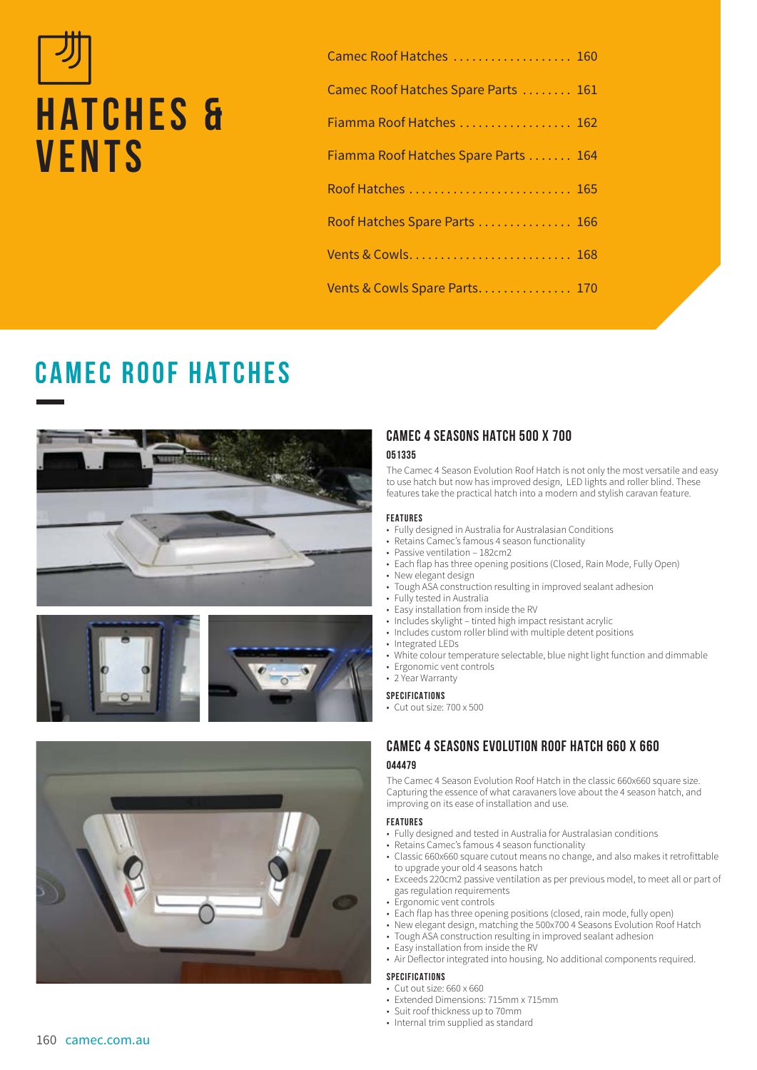# HATCHES & VENTS

| | |
|---|---|
| Camec Roof Hatches | 160 |
| Camec Roof Hatches Spare Parts | 161 |
| Fiamma Roof Hatches | 162 |
| Fiamma Roof Hatches Spare Parts | 164 |
| Roof Hatches | 165 |
| Roof Hatches Spare Parts | 166 |
| Vents & Cowls | 168 |
| Vents & Cowls Spare Parts | 170 |

## CAMEC ROOF HATCHES

### CAMEC 4 SEASONS HATCH 500 X 700

**051335**

The Camec 4 Season Evolution Roof Hatch is not only the most versatile and easy to use hatch but now has improved design, LED lights and roller blind. These features take the practical hatch into a modern and stylish caravan feature.

**FEATURES**

- Fully designed in Australia for Australasian Conditions
- Retains Camec's famous 4 season functionality
- Passive ventilation – 182cm2
- Each flap has three opening positions (Closed, Rain Mode, Fully Open)
- New elegant design
- Tough ASA construction resulting in improved sealant adhesion
- Fully tested in Australia
- Easy installation from inside the RV
- Includes skylight – tinted high impact resistant acrylic
- Includes custom roller blind with multiple detent positions
- Integrated LEDs
- White colour temperature selectable, blue night light function and dimmable
- Ergonomic vent controls
- 2 Year Warranty

**SPECIFICATIONS**

- Cut out size: 700 x 500

### CAMEC 4 SEASONS EVOLUTION ROOF HATCH 660 X 660

**044479**

The Camec 4 Season Evolution Roof Hatch in the classic 660x660 square size. Capturing the essence of what caravaners love about the 4 season hatch, and improving on its ease of installation and use.

**FEATURES**

- Fully designed and tested in Australia for Australasian conditions
- Retains Camec's famous 4 season functionality
- Classic 660x660 square cutout means no change, and also makes it retrofittable to upgrade your old 4 seasons hatch
- Exceeds 220cm2 passive ventilation as per previous model, to meet all or part of gas regulation requirements
- Ergonomic vent controls
- Each flap has three opening positions (closed, rain mode, fully open)
- New elegant design, matching the 500x700 4 Seasons Evolution Roof Hatch
- Tough ASA construction resulting in improved sealant adhesion
- Easy installation from inside the RV
- Air Deflector integrated into housing. No additional components required.

**SPECIFICATIONS**

- Cut out size: 660 x 660
- Extended Dimensions: 715mm x 715mm
- Suit roof thickness up to 70mm
- Internal trim supplied as standard

camec.com.au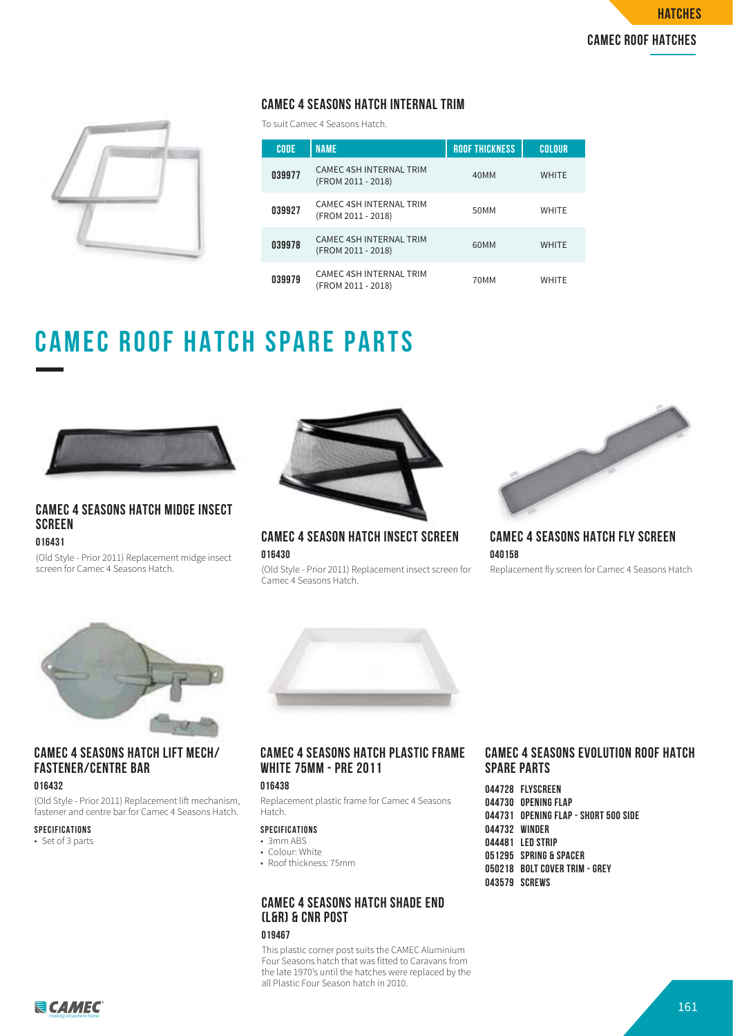### CAMEC 4 SEASONS HATCH INTERNAL TRIM

To suit Camec 4 Seasons Hatch.

| CODE | NAME | ROOF THICKNESS | COLOUR |
|---|---|---|---|
| 039977 | CAMEC 4SH INTERNAL TRIM (FROM 2011 - 2018) | 40MM | WHITE |
| 039927 | CAMEC 4SH INTERNAL TRIM (FROM 2011 - 2018) | 50MM | WHITE |
| 039978 | CAMEC 4SH INTERNAL TRIM (FROM 2011 - 2018) | 60MM | WHITE |
| 039979 | CAMEC 4SH INTERNAL TRIM (FROM 2011 - 2018) | 70MM | WHITE |

# CAMEC ROOF HATCH SPARE PARTS

### CAMEC 4 SEASONS HATCH MIDGE INSECT SCREEN

**016431**

(Old Style - Prior 2011) Replacement midge insect screen for Camec 4 Seasons Hatch.

### CAMEC 4 SEASON HATCH INSECT SCREEN

**016430**

(Old Style - Prior 2011) Replacement insect screen for Camec 4 Seasons Hatch.

### CAMEC 4 SEASONS HATCH FLY SCREEN

**040158**

Replacement fly screen for Camec 4 Seasons Hatch

### CAMEC 4 SEASONS HATCH LIFT MECH/ FASTENER/CENTRE BAR

**016432**

(Old Style - Prior 2011) Replacement lift mechanism, fastener and centre bar for Camec 4 Seasons Hatch.

**SPECIFICATIONS**
- Set of 3 parts

### CAMEC 4 SEASONS HATCH PLASTIC FRAME WHITE 75MM - PRE 2011

**016438**

Replacement plastic frame for Camec 4 Seasons Hatch.

**SPECIFICATIONS**
- 3mm ABS
- Colour: White
- Roof thickness: 75mm

### CAMEC 4 SEASONS HATCH SHADE END (L&R) & CNR POST

**019467**

This plastic corner post suits the CAMEC Aluminium Four Seasons hatch that was fitted to Caravans from the late 1970's until the hatches were replaced by the all Plastic Four Season hatch in 2010.

### CAMEC 4 SEASONS EVOLUTION ROOF HATCH SPARE PARTS

**044728 FLYSCREEN**
**044730 OPENING FLAP**
**044731 OPENING FLAP - SHORT 500 SIDE**
**044732 WINDER**
**044481 LED STRIP**
**051295 SPRING & SPACER**
**050218 BOLT COVER TRIM - GREY**
**043579 SCREWS**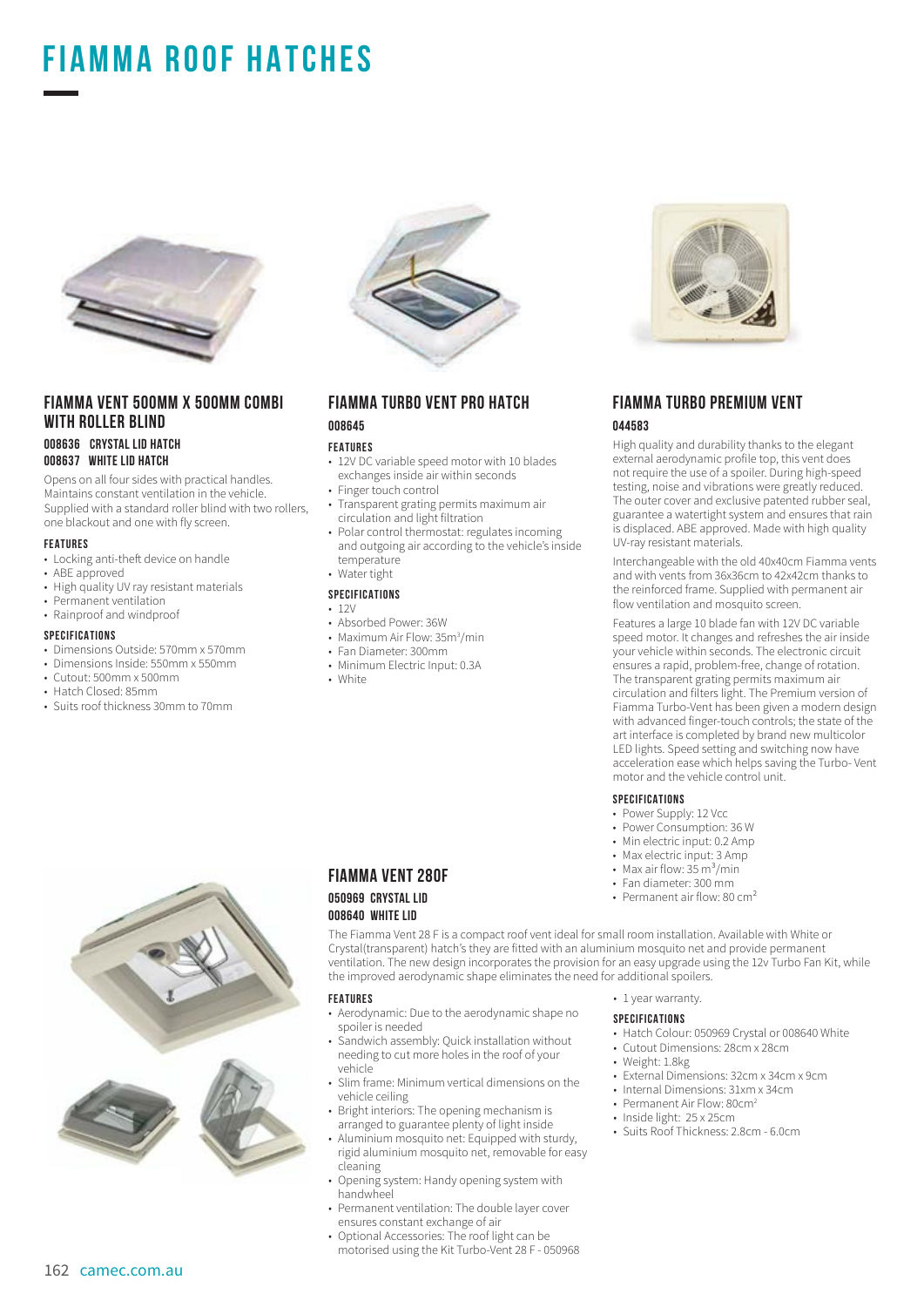# FIAMMA ROOF HATCHES

## FIAMMA VENT 500MM X 500MM COMBI WITH ROLLER BLIND

**008636 CRYSTAL LID HATCH**
**008637 WHITE LID HATCH**

Opens on all four sides with practical handles. Maintains constant ventilation in the vehicle. Supplied with a standard roller blind with two rollers, one blackout and one with fly screen.

#### FEATURES

- Locking anti-theft device on handle
- ABE approved
- High quality UV ray resistant materials
- Permanent ventilation
- Rainproof and windproof

#### SPECIFICATIONS

- Dimensions Outside: 570mm x 570mm
- Dimensions Inside: 550mm x 550mm
- Cutout: 500mm x 500mm
- Hatch Closed: 85mm
- Suits roof thickness 30mm to 70mm

## FIAMMA TURBO VENT PRO HATCH

**008645**

#### FEATURES

- 12V DC variable speed motor with 10 blades exchanges inside air within seconds
- Finger touch control
- Transparent grating permits maximum air circulation and light filtration
- Polar control thermostat: regulates incoming and outgoing air according to the vehicle's inside temperature
- Water tight

#### SPECIFICATIONS

- 12V
- Absorbed Power: 36W
- Maximum Air Flow: 35m³/min
- Fan Diameter: 300mm
- Minimum Electric Input: 0.3A
- White

## FIAMMA TURBO PREMIUM VENT

**044583**

High quality and durability thanks to the elegant external aerodynamic profile top, this vent does not require the use of a spoiler. During high-speed testing, noise and vibrations were greatly reduced. The outer cover and exclusive patented rubber seal, guarantee a watertight system and ensures that rain is displaced. ABE approved. Made with high quality UV-ray resistant materials.

Interchangeable with the old 40x40cm Fiamma vents and with vents from 36x36cm to 42x42cm thanks to the reinforced frame. Supplied with permanent air flow ventilation and mosquito screen.

Features a large 10 blade fan with 12V DC variable speed motor. It changes and refreshes the air inside your vehicle within seconds. The electronic circuit ensures a rapid, problem-free, change of rotation. The transparent grating permits maximum air circulation and filters light. The Premium version of Fiamma Turbo-Vent has been given a modern design with advanced finger-touch controls; the state of the art interface is completed by brand new multicolor LED lights. Speed setting and switching now have acceleration ease which helps saving the Turbo- Vent motor and the vehicle control unit.

#### SPECIFICATIONS

- Power Supply: 12 Vcc
- Power Consumption: 36 W
- Min electric input: 0.2 Amp
- Max electric input: 3 Amp
- Max air flow: 35 m³/min
- Fan diameter: 300 mm
- Permanent air flow: 80 cm²

## FIAMMA VENT 280F

**050969 CRYSTAL LID**
**008640 WHITE LID**

The Fiamma Vent 28 F is a compact roof vent ideal for small room installation. Available with White or Crystal(transparent) hatch's they are fitted with an aluminium mosquito net and provide permanent ventilation. The new design incorporates the provision for an easy upgrade using the 12v Turbo Fan Kit, while the improved aerodynamic shape eliminates the need for additional spoilers.

#### FEATURES

- Aerodynamic: Due to the aerodynamic shape no spoiler is needed
- Sandwich assembly: Quick installation without needing to cut more holes in the roof of your vehicle
- Slim frame: Minimum vertical dimensions on the vehicle ceiling
- Bright interiors: The opening mechanism is arranged to guarantee plenty of light inside
- Aluminium mosquito net: Equipped with sturdy, rigid aluminium mosquito net, removable for easy cleaning
- Opening system: Handy opening system with handwheel
- Permanent ventilation: The double layer cover ensures constant exchange of air
- Optional Accessories: The roof light can be motorised using the Kit Turbo-Vent 28 F - 050968
- 1 year warranty.

#### SPECIFICATIONS

- Hatch Colour: 050969 Crystal or 008640 White
- Cutout Dimensions: 28cm x 28cm
- Weight: 1.8kg
- External Dimensions: 32cm x 34cm x 9cm
- Internal Dimensions: 31cm x 34cm
- Permanent Air Flow: 80cm²
- Inside light: 25 x 25cm
- Suits Roof Thickness: 2.8cm - 6.0cm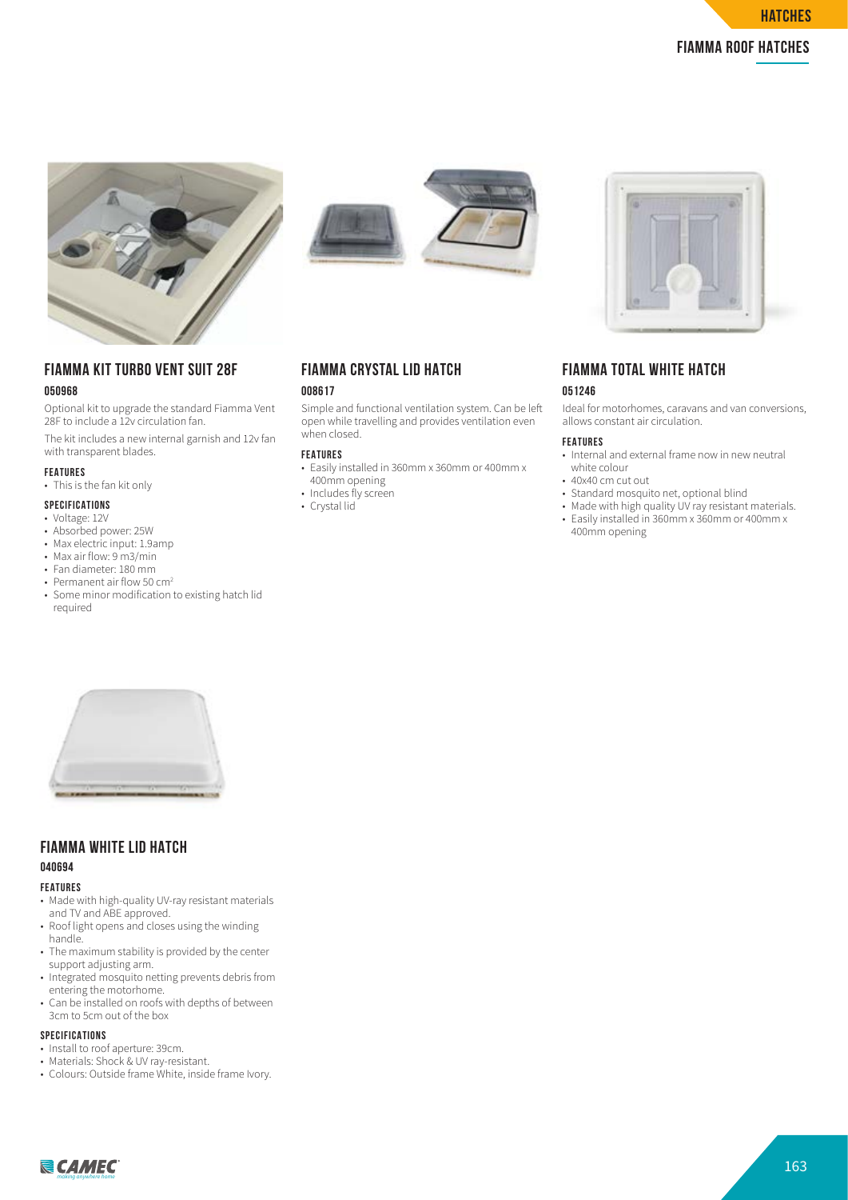# FIAMMA ROOF HATCHES

## FIAMMA KIT TURBO VENT SUIT 28F

**050968**

Optional kit to upgrade the standard Fiamma Vent 28F to include a 12v circulation fan.

The kit includes a new internal garnish and 12v fan with transparent blades.

### FEATURES

- This is the fan kit only

### SPECIFICATIONS

- Voltage: 12V
- Absorbed power: 25W
- Max electric input: 1.9amp
- Max air flow: 9 m3/min
- Fan diameter: 180 mm
- Permanent air flow 50 $cm^2$
- Some minor modification to existing hatch lid required

## FIAMMA CRYSTAL LID HATCH

**008617**

Simple and functional ventilation system. Can be left open while travelling and provides ventilation even when closed.

### FEATURES

- Easily installed in 360mm x 360mm or 400mm x 400mm opening
- Includes fly screen
- Crystal lid

## FIAMMA TOTAL WHITE HATCH

**051246**

Ideal for motorhomes, caravans and van conversions, allows constant air circulation.

### FEATURES

- Internal and external frame now in new neutral white colour
- 40x40 cm cut out
- Standard mosquito net, optional blind
- Made with high quality UV ray resistant materials.
- Easily installed in 360mm x 360mm or 400mm x 400mm opening

## FIAMMA WHITE LID HATCH

**040694**

### FEATURES

- Made with high-quality UV-ray resistant materials and TV and ABE approved.
- Roof light opens and closes using the winding handle.
- The maximum stability is provided by the center support adjusting arm.
- Integrated mosquito netting prevents debris from entering the motorhome.
- Can be installed on roofs with depths of between 3cm to 5cm out of the box

### SPECIFICATIONS

- Install to roof aperture: 39cm.
- Materials: Shock & UV ray-resistant.
- Colours: Outside frame White, inside frame Ivory.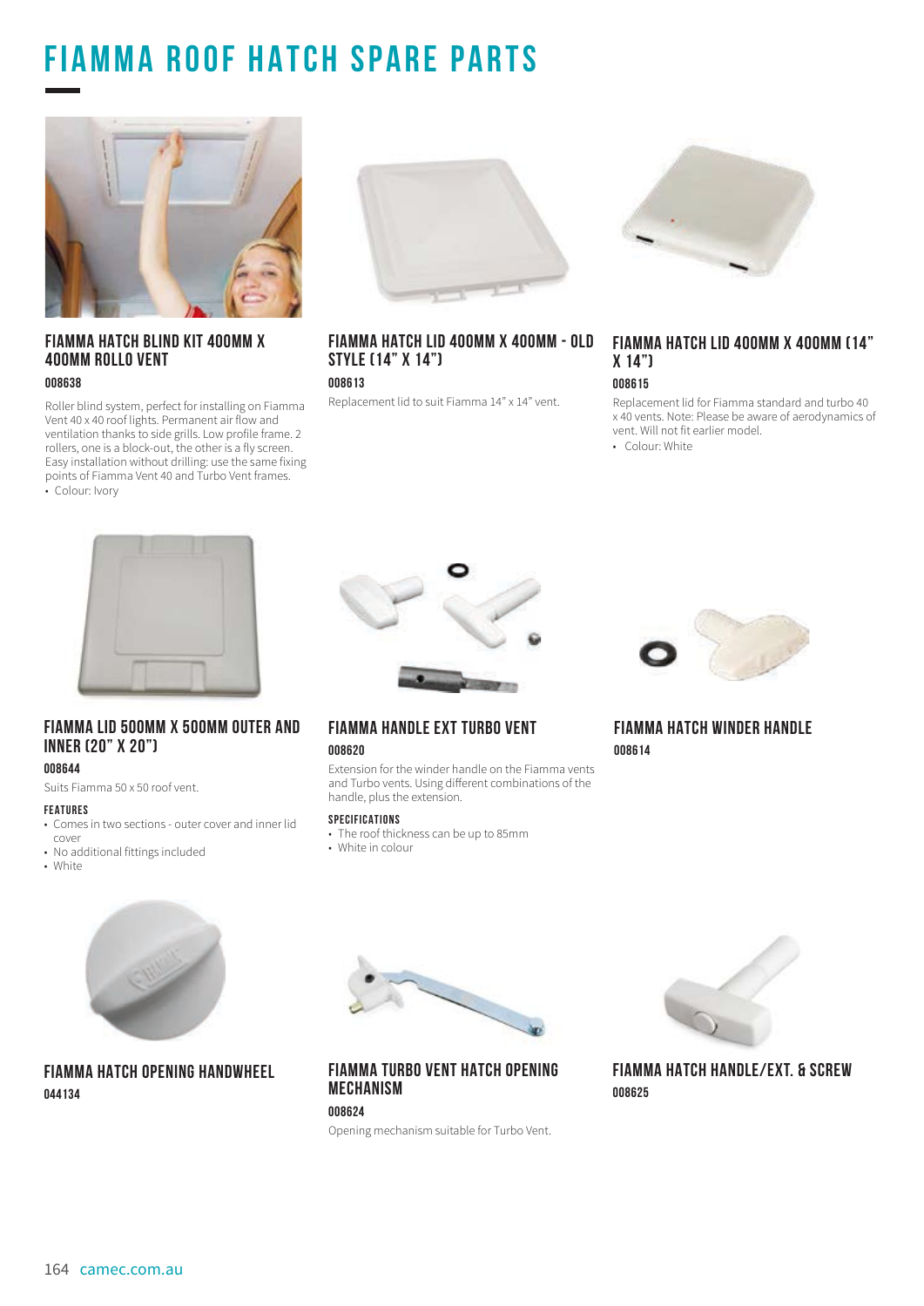# FIAMMA ROOF HATCH SPARE PARTS

### FIAMMA HATCH BLIND KIT 400MM X 400MM ROLLO VENT

**008638**

Roller blind system, perfect for installing on Fiamma Vent 40 x 40 roof lights. Permanent air flow and ventilation thanks to side grills. Low profile frame. 2 rollers, one is a block-out, the other is a fly screen. Easy installation without drilling: use the same fixing points of Fiamma Vent 40 and Turbo Vent frames.

- Colour: Ivory

### FIAMMA HATCH LID 400MM X 400MM - OLD STYLE (14" X 14")

**008613**

Replacement lid to suit Fiamma 14" x 14" vent.

### FIAMMA HATCH LID 400MM X 400MM (14" X 14")

**008615**

Replacement lid for Fiamma standard and turbo 40 x 40 vents. Note: Please be aware of aerodynamics of vent. Will not fit earlier model.

- Colour: White

### FIAMMA LID 500MM X 500MM OUTER AND INNER (20" X 20")

**008644**

Suits Fiamma 50 x 50 roof vent.

**FEATURES**

- Comes in two sections - outer cover and inner lid cover
- No additional fittings included
- White

### FIAMMA HANDLE EXT TURBO VENT

**008620**

Extension for the winder handle on the Fiamma vents and Turbo vents. Using different combinations of the handle, plus the extension.

**SPECIFICATIONS**

- The roof thickness can be up to 85mm
- White in colour

### FIAMMA HATCH WINDER HANDLE

**008614**

### FIAMMA HATCH OPENING HANDWHEEL

**044134**

### FIAMMA TURBO VENT HATCH OPENING MECHANISM

**008624**

Opening mechanism suitable for Turbo Vent.

### FIAMMA HATCH HANDLE/EXT. & SCREW

**008625**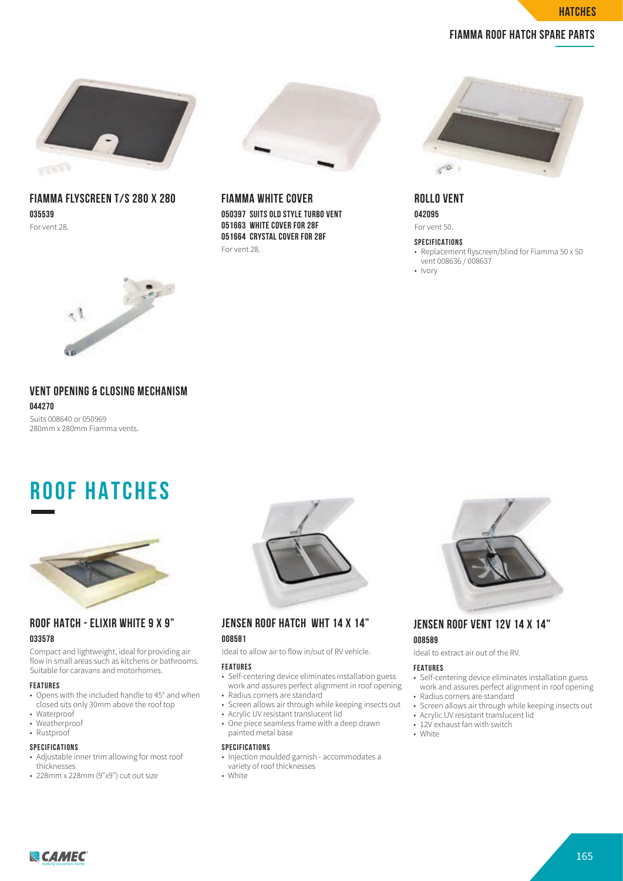## FIAMMA ROOF HATCH SPARE PARTS

### FIAMMA FLYSCREEN T/S 280 X 280

**035539**

For vent 28.

### FIAMMA WHITE COVER

**050397 SUITS OLD STYLE TURBO VENT**
**051663 WHITE COVER FOR 28F**
**051664 CRYSTAL COVER FOR 28F**

For vent 28.

### ROLLO VENT

**042095**

For vent 50.

#### SPECIFICATIONS

- Replacement flyscreen/blind for Fiamma 50 x 50 vent 008636 / 008637
- Ivory

### VENT OPENING & CLOSING MECHANISM

**044270**

Suits 008640 or 050969
280mm x 280mm Fiamma vents.

# ROOF HATCHES

### ROOF HATCH - ELIXIR WHITE 9 X 9"

**033578**

Compact and lightweight, ideal for providing air flow in small areas such as kitchens or bathrooms. Suitable for caravans and motorhomes.

#### FEATURES

- Opens with the included handle to 45° and when closed sits only 30mm above the roof top
- Waterproof
- Weatherproof
- Rustproof

#### SPECIFICATIONS

- Adjustable inner trim allowing for most roof thicknesses
- 228mm x 228mm (9"x9") cut out size

### JENSEN ROOF HATCH WHT 14 X 14"

**008581**

Ideal to allow air to flow in/out of RV vehicle.

#### FEATURES

- Self-centering device eliminates installation guess work and assures perfect alignment in roof opening
- Radius corners are standard
- Screen allows air through while keeping insects out
- Acrylic UV resistant translucent lid
- One piece seamless frame with a deep drawn painted metal base

#### SPECIFICATIONS

- Injection moulded garnish - accommodates a variety of roof thicknesses
- White

### JENSEN ROOF VENT 12V 14 X 14"

**008589**

Ideal to extract air out of the RV.

#### FEATURES

- Self-centering device eliminates installation guess work and assures perfect alignment in roof opening
- Radius corners are standard
- Screen allows air through while keeping insects out
- Acrylic UV resistant translucent lid
- 12V exhaust fan with switch
- White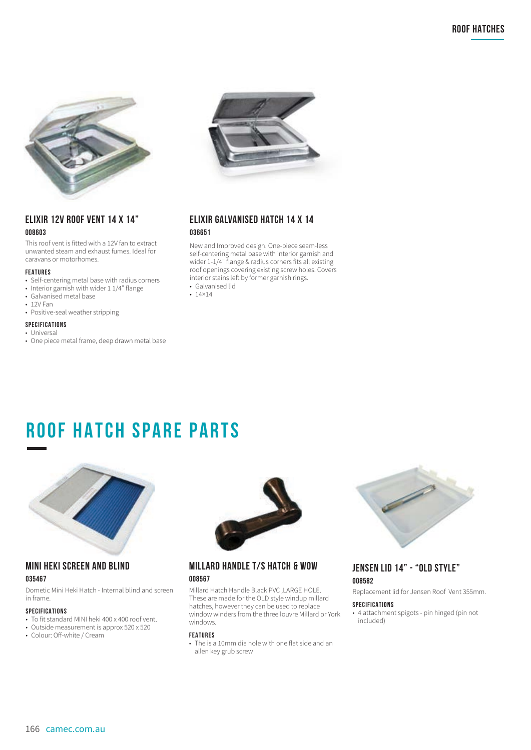### ELIXIR 12V ROOF VENT 14 X 14"

**008603**

This roof vent is fitted with a 12V fan to extract unwanted steam and exhaust fumes. Ideal for caravans or motorhomes.

**FEATURES**

- Self-centering metal base with radius corners
- Interior garnish with wider 1 1/4" flange
- Galvanised metal base
- 12V Fan
- Positive-seal weather stripping

**SPECIFICATIONS**

- Universal
- One piece metal frame, deep drawn metal base

### ELIXIR GALVANISED HATCH 14 X 14

**036651**

New and Improved design. One-piece seam-less self-centering metal base with interior garnish and wider 1-1/4" flange & radius corners fits all existing roof openings covering existing screw holes. Covers interior stains left by former garnish rings.

- Galvanised lid
- 14×14

# ROOF HATCH SPARE PARTS

### MINI HEKI SCREEN AND BLIND

**035467**

Dometic Mini Heki Hatch - Internal blind and screen in frame.

**SPECIFICATIONS**

- To fit standard MINI heki 400 x 400 roof vent.
- Outside measurement is approx 520 x 520
- Colour: Off-white / Cream

### MILLARD HANDLE T/S HATCH & WOW

**008567**

Millard Hatch Handle Black PVC ,LARGE HOLE. These are made for the OLD style windup millard hatches, however they can be used to replace window winders from the three louvre Millard or York windows.

**FEATURES**

- The is a 10mm dia hole with one flat side and an allen key grub screw

### JENSEN LID 14" - "OLD STYLE"

**008582**

Replacement lid for Jensen Roof Vent 355mm.

**SPECIFICATIONS**

- 4 attachment spigots - pin hinged (pin not included)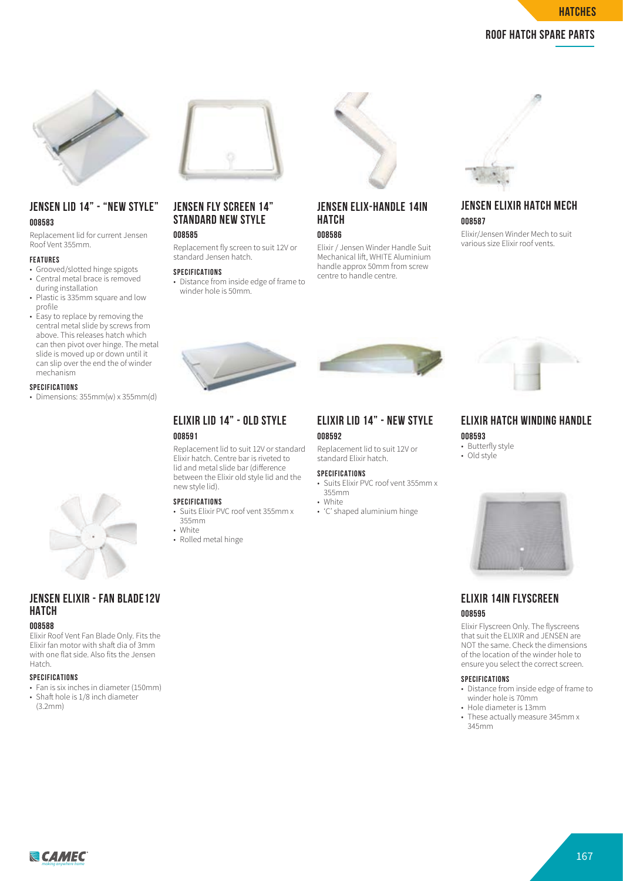# HATCHES

## ROOF HATCH SPARE PARTS

### JENSEN LID 14" - "NEW STYLE"

**008583**

Replacement lid for current Jensen Roof Vent 355mm.

**FEATURES**

- Grooved/slotted hinge spigots
- Central metal brace is removed during installation
- Plastic is 335mm square and low profile
- Easy to replace by removing the central metal slide by screws from above. This releases hatch which can then pivot over hinge. The metal slide is moved up or down until it can slip over the end the of winder mechanism

**SPECIFICATIONS**

- Dimensions: 355mm(w) x 355mm(d)

### JENSEN FLY SCREEN 14" STANDARD NEW STYLE

**008585**

Replacement fly screen to suit 12V or standard Jensen hatch.

**SPECIFICATIONS**

- Distance from inside edge of frame to winder hole is 50mm.

### JENSEN ELIX-HANDLE 14IN HATCH

**008586**

Elixir / Jensen Winder Handle Suit Mechanical lift, WHITE Aluminium handle approx 50mm from screw centre to handle centre.

### JENSEN ELIXIR HATCH MECH

**008587**

Elixir/Jensen Winder Mech to suit various size Elixir roof vents.

### JENSEN ELIXIR - FAN BLADE 12V HATCH

**008588**

Elixir Roof Vent Fan Blade Only. Fits the Elixir fan motor with shaft dia of 3mm with one flat side. Also fits the Jensen Hatch.

**SPECIFICATIONS**

- Fan is six inches in diameter (150mm)
- Shaft hole is 1/8 inch diameter (3.2mm)

### ELIXIR LID 14" - OLD STYLE

**008591**

Replacement lid to suit 12V or standard Elixir hatch. Centre bar is riveted to lid and metal slide bar (difference between the Elixir old style lid and the new style lid).

**SPECIFICATIONS**

- Suits Elixir PVC roof vent 355mm x 355mm
- White
- Rolled metal hinge

### ELIXIR LID 14" - NEW STYLE

**008592**

Replacement lid to suit 12V or standard Elixir hatch.

**SPECIFICATIONS**

- Suits Elixir PVC roof vent 355mm x 355mm
- White
- 'C' shaped aluminium hinge

### ELIXIR HATCH WINDING HANDLE

**008593**

- Butterfly style
- Old style

### ELIXIR 14IN FLYSCREEN

**008595**

Elixir Flyscreen Only. The flyscreens that suit the ELIXIR and JENSEN are NOT the same. Check the dimensions of the location of the winder hole to ensure you select the correct screen.

**SPECIFICATIONS**

- Distance from inside edge of frame to winder hole is 70mm
- Hole diameter is 13mm
- These actually measure 345mm x 345mm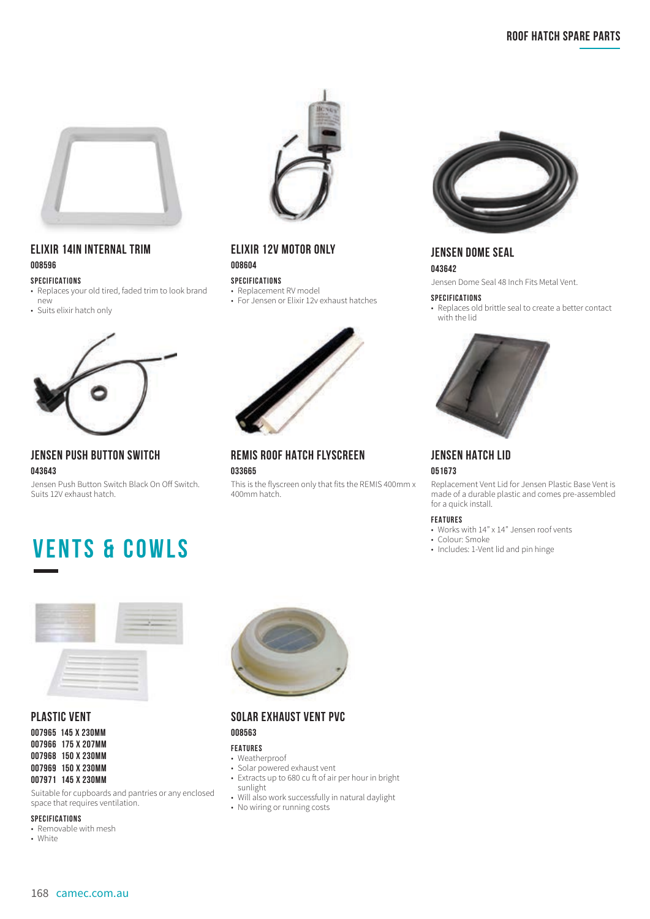# ROOF HATCH SPARE PARTS

### ELIXIR 14IN INTERNAL TRIM

**008596**

**SPECIFICATIONS**

- Replaces your old tired, faded trim to look brand new
- Suits elixir hatch only

### ELIXIR 12V MOTOR ONLY

**008604**

**SPECIFICATIONS**

- Replacement RV model
- For Jensen or Elixir 12v exhaust hatches

### JENSEN DOME SEAL

**043642**

Jensen Dome Seal 48 Inch Fits Metal Vent.

**SPECIFICATIONS**

- Replaces old brittle seal to create a better contact with the lid

### JENSEN PUSH BUTTON SWITCH

**043643**

Jensen Push Button Switch Black On Off Switch. Suits 12V exhaust hatch.

### REMIS ROOF HATCH FLYSCREEN

**033665**

This is the flyscreen only that fits the REMIS 400mm x 400mm hatch.

### JENSEN HATCH LID

**051673**

Replacement Vent Lid for Jensen Plastic Base Vent is made of a durable plastic and comes pre-assembled for a quick install.

**FEATURES**

- Works with 14" x 14" Jensen roof vents
- Colour: Smoke
- Includes: 1-Vent lid and pin hinge

# VENTS & COWLS

### PLASTIC VENT

**007965 145 X 230MM**
**007966 175 X 207MM**
**007968 150 X 230MM**
**007969 150 X 230MM**
**007971 145 X 230MM**

Suitable for cupboards and pantries or any enclosed space that requires ventilation.

**SPECIFICATIONS**

- Removable with mesh
- White

### SOLAR EXHAUST VENT PVC

**008563**

**FEATURES**

- Weatherproof
- Solar powered exhaust vent
- Extracts up to 680 cu ft of air per hour in bright sunlight
- Will also work successfully in natural daylight
- No wiring or running costs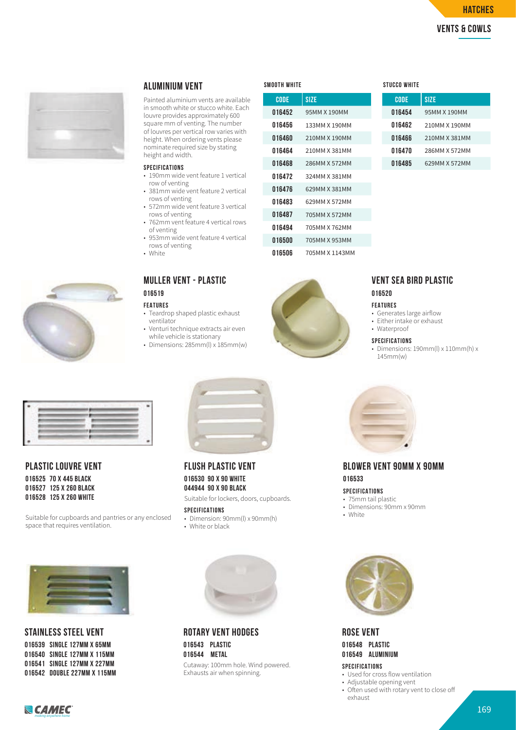# HATCHES

## VENTS & COWLS

## ALUMINIUM VENT

Painted aluminium vents are available in smooth white or stucco white. Each louvre provides approximately 600 square mm of venting. The number of louvres per vertical row varies with height. When ordering vents please nominate required size by stating height and width.

### SPECIFICATIONS

- 190mm wide vent feature 1 vertical row of venting
- 381mm wide vent feature 2 vertical rows of venting
- 572mm wide vent feature 3 vertical rows of venting
- 762mm vent feature 4 vertical rows of venting
- 953mm wide vent feature 4 vertical rows of venting
- White

**SMOOTH WHITE**

| CODE | SIZE |
|---|---|
| 016452 | 95MM X 190MM |
| 016456 | 133MM X 190MM |
| 016460 | 210MM X 190MM |
| 016464 | 210MM X 381MM |
| 016468 | 286MM X 572MM |
| 016472 | 324MM X 381MM |
| 016476 | 629MM X 381MM |
| 016483 | 629MM X 572MM |
| 016487 | 705MM X 572MM |
| 016494 | 705MM X 762MM |
| 016500 | 705MM X 953MM |
| 016506 | 705MM X 1143MM |

**STUCCO WHITE**

| CODE | SIZE |
|---|---|
| 016454 | 95MM X 190MM |
| 016462 | 210MM X 190MM |
| 016466 | 210MM X 381MM |
| 016470 | 286MM X 572MM |
| 016485 | 629MM X 572MM |

## MULLER VENT - PLASTIC

**016519**

### FEATURES

- Teardrop shaped plastic exhaust ventilator
- Venturi technique extracts air even while vehicle is stationary
- Dimensions: 285mm(l) x 185mm(w)

## VENT SEA BIRD PLASTIC

**016520**

### FEATURES

- Generates large airflow
- Either intake or exhaust
- Waterproof

### SPECIFICATIONS

- Dimensions: 190mm(l) x 110mm(h) x 145mm(w)

## PLASTIC LOUVRE VENT

**016525 70 X 445 BLACK**
**016527 125 X 260 BLACK**
**016528 125 X 260 WHITE**

Suitable for cupboards and pantries or any enclosed space that requires ventilation.

## FLUSH PLASTIC VENT

**016530 90 X 90 WHITE**
**044944 90 X 90 BLACK**

Suitable for lockers, doors, cupboards.

### SPECIFICATIONS

- Dimension: 90mm(l) x 90mm(h)
- White or black

## BLOWER VENT 90MM X 90MM

**016533**

### SPECIFICATIONS

- 75mm tail plastic
- Dimensions: 90mm x 90mm
- White

## STAINLESS STEEL VENT

**016539 SINGLE 127MM X 65MM**
**016540 SINGLE 127MM X 115MM**
**016541 SINGLE 127MM X 227MM**
**016542 DOUBLE 227MM X 115MM**

## ROTARY VENT HODGES

**016543 PLASTIC**
**016544 METAL**

Cutaway: 100mm hole. Wind powered. Exhausts air when spinning.

## ROSE VENT

**016548 PLASTIC**
**016549 ALUMINIUM**

### SPECIFICATIONS

- Used for cross flow ventilation
- Adjustable opening vent
- Often used with rotary vent to close off exhaust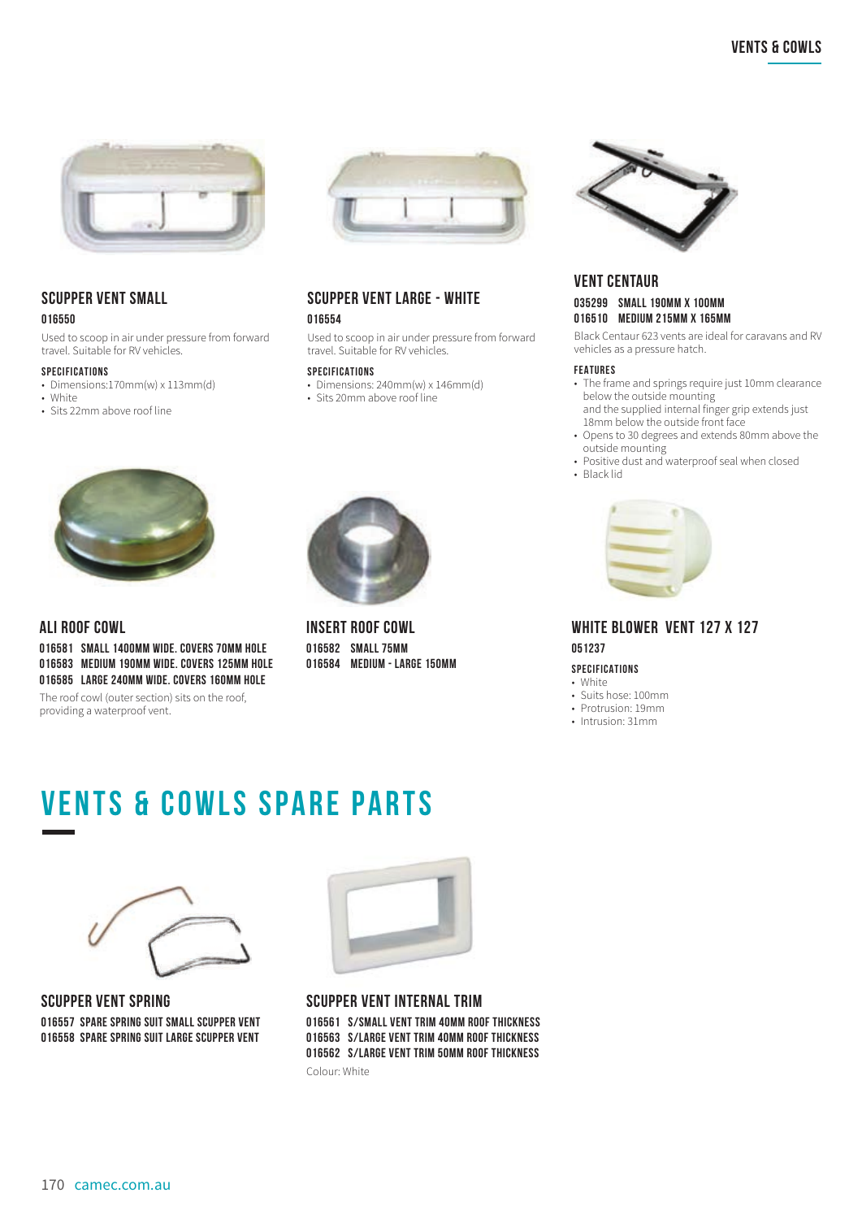## SCUPPER VENT SMALL

**016550**

Used to scoop in air under pressure from forward travel. Suitable for RV vehicles.

**SPECIFICATIONS**

- Dimensions:170mm(w) x 113mm(d)
- White
- Sits 22mm above roof line

## SCUPPER VENT LARGE - WHITE

**016554**

Used to scoop in air under pressure from forward travel. Suitable for RV vehicles.

**SPECIFICATIONS**

- Dimensions: 240mm(w) x 146mm(d)
- Sits 20mm above roof line

## VENT CENTAUR

**035299 SMALL 190MM X 100MM**
**016510 MEDIUM 215MM X 165MM**

Black Centaur 623 vents are ideal for caravans and RV vehicles as a pressure hatch.

**FEATURES**

- The frame and springs require just 10mm clearance below the outside mounting and the supplied internal finger grip extends just 18mm below the outside front face
- Opens to 30 degrees and extends 80mm above the outside mounting
- Positive dust and waterproof seal when closed
- Black lid

## ALI ROOF COWL

**016581 SMALL 1400MM WIDE. COVERS 70MM HOLE**
**016583 MEDIUM 190MM WIDE. COVERS 125MM HOLE**
**016585 LARGE 240MM WIDE. COVERS 160MM HOLE**

The roof cowl (outer section) sits on the roof, providing a waterproof vent.

## INSERT ROOF COWL

**016582 SMALL 75MM**
**016584 MEDIUM - LARGE 150MM**

## WHITE BLOWER VENT 127 X 127

**051237**

**SPECIFICATIONS**

- White
- Suits hose: 100mm
- Protrusion: 19mm
- Intrusion: 31mm

# VENTS & COWLS SPARE PARTS

## SCUPPER VENT SPRING

**016557 SPARE SPRING SUIT SMALL SCUPPER VENT**
**016558 SPARE SPRING SUIT LARGE SCUPPER VENT**

## SCUPPER VENT INTERNAL TRIM

**016561 S/SMALL VENT TRIM 40MM ROOF THICKNESS**
**016563 S/LARGE VENT TRIM 40MM ROOF THICKNESS**
**016562 S/LARGE VENT TRIM 50MM ROOF THICKNESS**

Colour: White